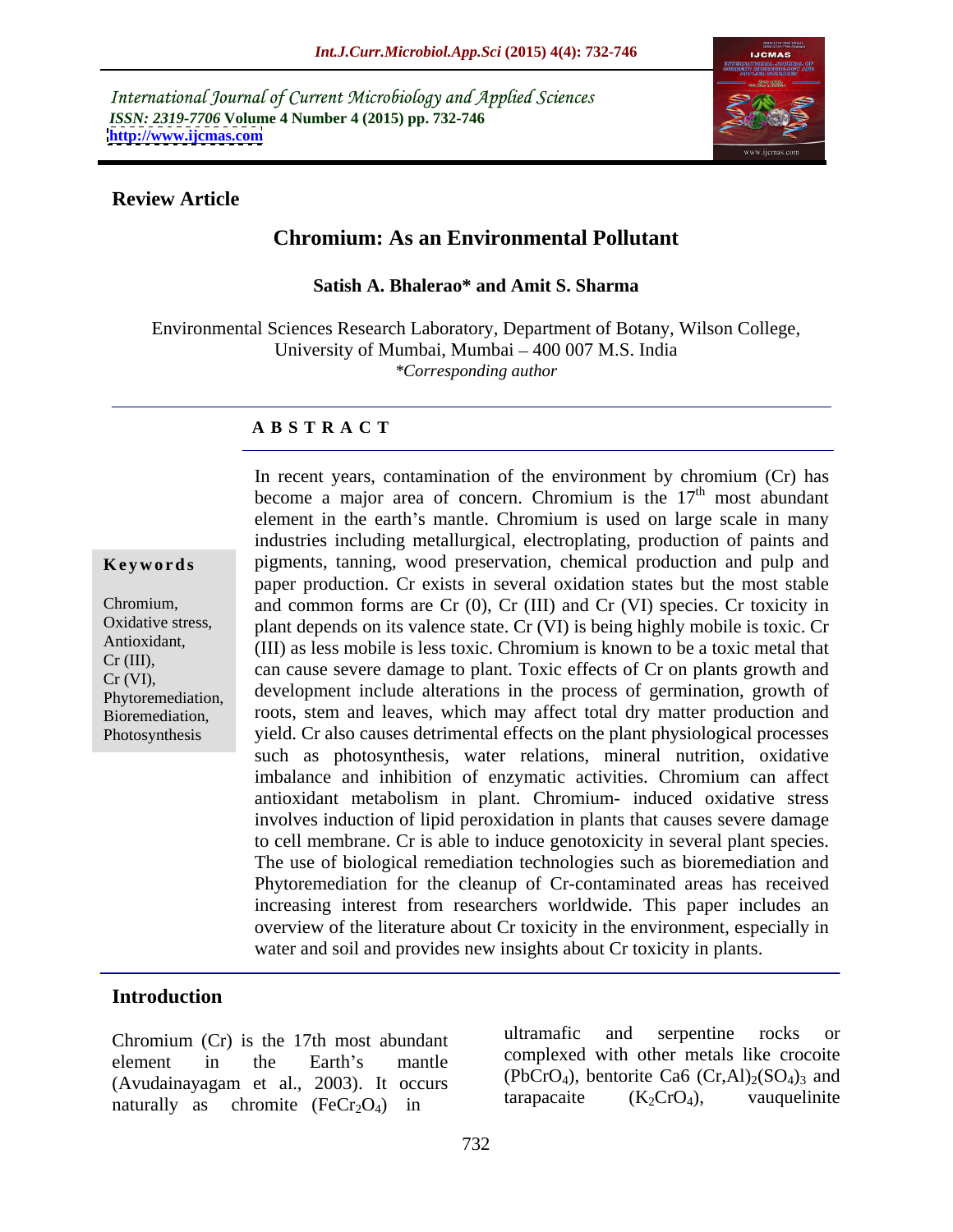International Journal of Current Microbiology and Applied Sciences
*ISSN: 2319-7706* **Volume 4 Number 4 (2015) pp. 732-746**
**http://www.ijcmas.com**

**Review Article**

# Chromium: As an Environmental Pollutant

**Satish A. Bhalerao\* and Amit S. Sharma**

Environmental Sciences Research Laboratory, Department of Botany, Wilson College, University of Mumbai, Mumbai – 400 007 M.S. India
*\*Corresponding author*

## A B S T R A C T

**Keywords**

Chromium, Oxidative stress, Antioxidant, Cr (III), Cr (VI), Phytoremediation, Bioremediation, Photosynthesis

In recent years, contamination of the environment by chromium (Cr) has become a major area of concern. Chromium is the 17[th] most abundant element in the earth's mantle. Chromium is used on large scale in many industries including metallurgical, electroplating, production of paints and pigments, tanning, wood preservation, chemical production and pulp and paper production. Cr exists in several oxidation states but the most stable and common forms are Cr (0), Cr (III) and Cr (VI) species. Cr toxicity in plant depends on its valence state. Cr (VI) is being highly mobile is toxic. Cr (III) as less mobile is less toxic. Chromium is known to be a toxic metal that can cause severe damage to plant. Toxic effects of Cr on plants growth and development include alterations in the process of germination, growth of roots, stem and leaves, which may affect total dry matter production and yield. Cr also causes detrimental effects on the plant physiological processes such as photosynthesis, water relations, mineral nutrition, oxidative imbalance and inhibition of enzymatic activities. Chromium can affect antioxidant metabolism in plant. Chromium- induced oxidative stress involves induction of lipid peroxidation in plants that causes severe damage to cell membrane. Cr is able to induce genotoxicity in several plant species. The use of biological remediation technologies such as bioremediation and Phytoremediation for the cleanup of Cr-contaminated areas has received increasing interest from researchers worldwide. This paper includes an overview of the literature about Cr toxicity in the environment, especially in water and soil and provides new insights about Cr toxicity in plants.

## Introduction

Chromium (Cr) is the 17th most abundant element in the Earth's mantle (Avudainayagam et al., 2003). It occurs naturally as chromite ($FeCr_2O_4$) in ultramafic and serpentine rocks or complexed with other metals like crocoite ($PbCrO_4$), bentorite Ca6 $(Cr,Al)_2(SO_4)_3$ and tarapacaite ($K_2CrO_4$), vauquelinite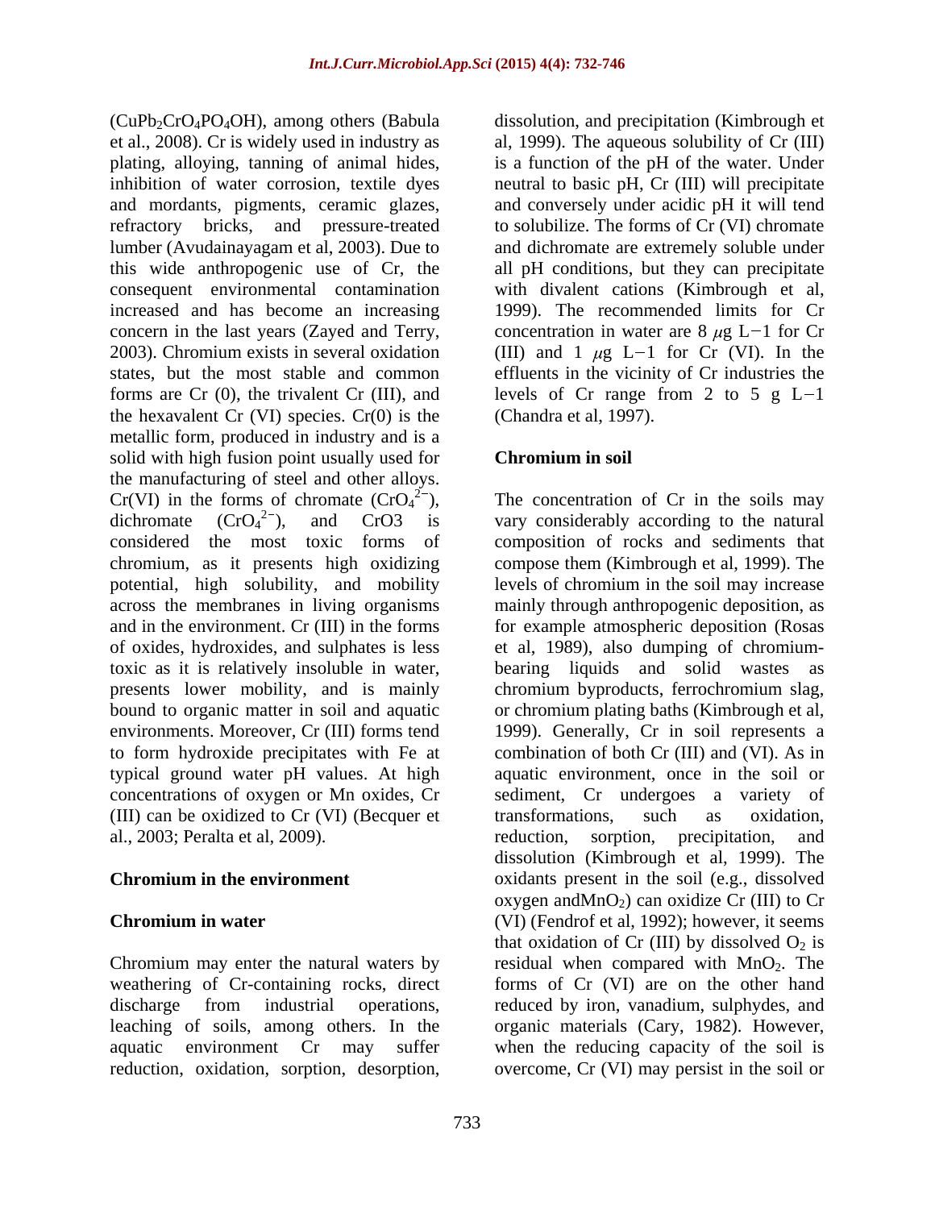($CuPb_2CrO_4PO_4OH$), among others (Babula et al., 2008). Cr is widely used in industry as plating, alloying, tanning of animal hides, inhibition of water corrosion, textile dyes and mordants, pigments, ceramic glazes, refractory bricks, and pressure-treated lumber (Avudainayagam et al, 2003). Due to this wide anthropogenic use of Cr, the consequent environmental contamination increased and has become an increasing concern in the last years (Zayed and Terry, 2003). Chromium exists in several oxidation states, but the most stable and common forms are Cr (0), the trivalent Cr (III), and the hexavalent Cr (VI) species. Cr(0) is the metallic form, produced in industry and is a solid with high fusion point usually used for the manufacturing of steel and other alloys. Cr(VI) in the forms of chromate ($CrO_4^{2-}$), dichromate ($CrO_4^{2-}$), and CrO3 is considered the most toxic forms of chromium, as it presents high oxidizing potential, high solubility, and mobility across the membranes in living organisms and in the environment. Cr (III) in the forms of oxides, hydroxides, and sulphates is less toxic as it is relatively insoluble in water, presents lower mobility, and is mainly bound to organic matter in soil and aquatic environments. Moreover, Cr (III) forms tend to form hydroxide precipitates with Fe at typical ground water pH values. At high concentrations of oxygen or Mn oxides, Cr (III) can be oxidized to Cr (VI) (Becquer et al., 2003; Peralta et al, 2009).

## Chromium in the environment

### Chromium in water

Chromium may enter the natural waters by weathering of Cr-containing rocks, direct discharge from industrial operations, leaching of soils, among others. In the aquatic environment Cr may suffer reduction, oxidation, sorption, desorption, dissolution, and precipitation (Kimbrough et al, 1999). The aqueous solubility of Cr (III) is a function of the pH of the water. Under neutral to basic pH, Cr (III) will precipitate and conversely under acidic pH it will tend to solubilize. The forms of Cr (VI) chromate and dichromate are extremely soluble under all pH conditions, but they can precipitate with divalent cations (Kimbrough et al, 1999). The recommended limits for Cr concentration in water are 8 $\mu$g $L^{-1}$ for Cr (III) and 1 $\mu$g $L^{-1}$ for Cr (VI). In the effluents in the vicinity of Cr industries the levels of Cr range from 2 to 5 g $L^{-1}$ (Chandra et al, 1997).

### Chromium in soil

The concentration of Cr in the soils may vary considerably according to the natural composition of rocks and sediments that compose them (Kimbrough et al, 1999). The levels of chromium in the soil may increase mainly through anthropogenic deposition, as for example atmospheric deposition (Rosas et al, 1989), also dumping of chromium-bearing liquids and solid wastes as chromium byproducts, ferrochromium slag, or chromium plating baths (Kimbrough et al, 1999). Generally, Cr in soil represents a combination of both Cr (III) and (VI). As in aquatic environment, once in the soil or sediment, Cr undergoes a variety of transformations, such as oxidation, reduction, sorption, precipitation, and dissolution (Kimbrough et al, 1999). The oxidants present in the soil (e.g., dissolved oxygen and$MnO_2$) can oxidize Cr (III) to Cr (VI) (Fendrof et al, 1992); however, it seems that oxidation of Cr (III) by dissolved $O_2$ is residual when compared with $MnO_2$. The forms of Cr (VI) are on the other hand reduced by iron, vanadium, sulphydes, and organic materials (Cary, 1982). However, when the reducing capacity of the soil is overcome, Cr (VI) may persist in the soil or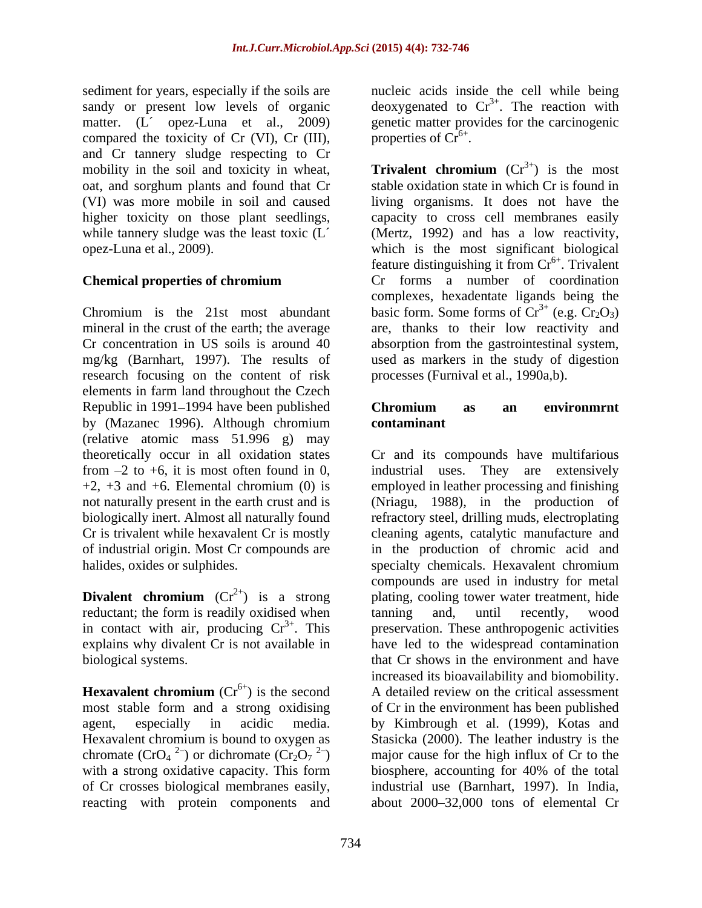sediment for years, especially if the soils are sandy or present low levels of organic matter. (L´ opez-Luna et al., 2009) compared the toxicity of Cr (VI), Cr (III), and Cr tannery sludge respecting to Cr mobility in the soil and toxicity in wheat, oat, and sorghum plants and found that Cr (VI) was more mobile in soil and caused higher toxicity on those plant seedlings, while tannery sludge was the least toxic (L´ opez-Luna et al., 2009).

## Chemical properties of chromium

Chromium is the 21st most abundant mineral in the crust of the earth; the average Cr concentration in US soils is around 40 mg/kg (Barnhart, 1997). The results of research focusing on the content of risk elements in farm land throughout the Czech Republic in 1991–1994 have been published by (Mazanec 1996). Although chromium (relative atomic mass 51.996 g) may theoretically occur in all oxidation states from –2 to +6, it is most often found in 0, +2, +3 and +6. Elemental chromium (0) is not naturally present in the earth crust and is biologically inert. Almost all naturally found Cr is trivalent while hexavalent Cr is mostly of industrial origin. Most Cr compounds are halides, oxides or sulphides.

**Divalent chromium** ($Cr^{2+}$) is a strong reductant; the form is readily oxidised when in contact with air, producing $Cr^{3+}$. This explains why divalent Cr is not available in biological systems.

**Hexavalent chromium** ($Cr^{6+}$) is the second most stable form and a strong oxidising agent, especially in acidic media. Hexavalent chromium is bound to oxygen as chromate ($CrO_4^{2-}$) or dichromate ($Cr_2O_7^{2-}$) with a strong oxidative capacity. This form of Cr crosses biological membranes easily, reacting with protein components and nucleic acids inside the cell while being deoxygenated to $Cr^{3+}$. The reaction with genetic matter provides for the carcinogenic properties of $Cr^{6+}$.

**Trivalent chromium** ($Cr^{3+}$) is the most stable oxidation state in which Cr is found in living organisms. It does not have the capacity to cross cell membranes easily (Mertz, 1992) and has a low reactivity, which is the most significant biological feature distinguishing it from $Cr^{6+}$. Trivalent Cr forms a number of coordination complexes, hexadentate ligands being the basic form. Some forms of $Cr^{3+}$ (e.g. $Cr_2O_3$) are, thanks to their low reactivity and absorption from the gastrointestinal system, used as markers in the study of digestion processes (Furnival et al., 1990a,b).

## Chromium as an environmrnt contaminant

Cr and its compounds have multifarious industrial uses. They are extensively employed in leather processing and finishing (Nriagu, 1988), in the production of refractory steel, drilling muds, electroplating cleaning agents, catalytic manufacture and in the production of chromic acid and specialty chemicals. Hexavalent chromium compounds are used in industry for metal plating, cooling tower water treatment, hide tanning and, until recently, wood preservation. These anthropogenic activities have led to the widespread contamination that Cr shows in the environment and have increased its bioavailability and biomobility. A detailed review on the critical assessment of Cr in the environment has been published by Kimbrough et al. (1999), Kotas and Stasicka (2000). The leather industry is the major cause for the high influx of Cr to the biosphere, accounting for 40% of the total industrial use (Barnhart, 1997). In India, about 2000–32,000 tons of elemental Cr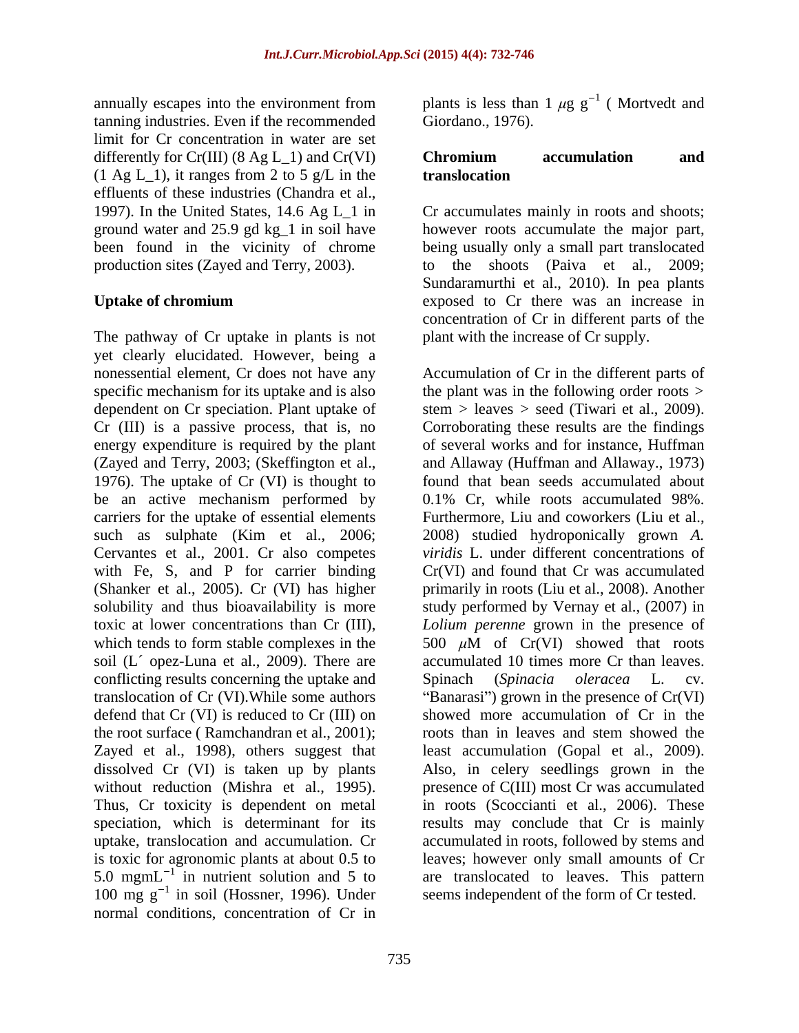annually escapes into the environment from tanning industries. Even if the recommended limit for Cr concentration in water are set differently for Cr(III) (8 Ag L_1) and Cr(VI) (1 Ag L_1), it ranges from 2 to 5 g/L in the effluents of these industries (Chandra et al., 1997). In the United States, 14.6 Ag L_1 in ground water and 25.9 gd kg_1 in soil have been found in the vicinity of chrome production sites (Zayed and Terry, 2003).

## Uptake of chromium

The pathway of Cr uptake in plants is not yet clearly elucidated. However, being a nonessential element, Cr does not have any specific mechanism for its uptake and is also dependent on Cr speciation. Plant uptake of Cr (III) is a passive process, that is, no energy expenditure is required by the plant (Zayed and Terry, 2003; (Skeffington et al., 1976). The uptake of Cr (VI) is thought to be an active mechanism performed by carriers for the uptake of essential elements such as sulphate (Kim et al., 2006; Cervantes et al., 2001. Cr also competes with Fe, S, and P for carrier binding (Shanker et al., 2005). Cr (VI) has higher solubility and thus bioavailability is more toxic at lower concentrations than Cr (III), which tends to form stable complexes in the soil (L´ opez-Luna et al., 2009). There are conflicting results concerning the uptake and translocation of Cr (VI).While some authors defend that Cr (VI) is reduced to Cr (III) on the root surface ( Ramchandran et al., 2001); Zayed et al., 1998), others suggest that dissolved Cr (VI) is taken up by plants without reduction (Mishra et al., 1995). Thus, Cr toxicity is dependent on metal speciation, which is determinant for its uptake, translocation and accumulation. Cr is toxic for agronomic plants at about 0.5 to 5.0 $mgmL^{-1}$ in nutrient solution and 5 to 100 mg $g^{-1}$ in soil (Hossner, 1996). Under normal conditions, concentration of Cr in plants is less than 1 $\mu g\ g^{-1}$ ( Mortvedt and Giordano., 1976).

## Chromium accumulation and translocation

Cr accumulates mainly in roots and shoots; however roots accumulate the major part, being usually only a small part translocated to the shoots (Paiva et al., 2009; Sundaramurthi et al., 2010). In pea plants exposed to Cr there was an increase in concentration of Cr in different parts of the plant with the increase of Cr supply.

Accumulation of Cr in the different parts of the plant was in the following order roots > stem > leaves > seed (Tiwari et al., 2009). Corroborating these results are the findings of several works and for instance, Huffman and Allaway (Huffman and Allaway., 1973) found that bean seeds accumulated about 0.1% Cr, while roots accumulated 98%. Furthermore, Liu and coworkers (Liu et al., 2008) studied hydroponically grown *A. viridis* L. under different concentrations of Cr(VI) and found that Cr was accumulated primarily in roots (Liu et al., 2008). Another study performed by Vernay et al., (2007) in *Lolium perenne* grown in the presence of 500 $\mu$M of Cr(VI) showed that roots accumulated 10 times more Cr than leaves. Spinach (*Spinacia oleracea* L. cv. "Banarasi") grown in the presence of Cr(VI) showed more accumulation of Cr in the roots than in leaves and stem showed the least accumulation (Gopal et al., 2009). Also, in celery seedlings grown in the presence of C(III) most Cr was accumulated in roots (Scoccianti et al., 2006). These results may conclude that Cr is mainly accumulated in roots, followed by stems and leaves; however only small amounts of Cr are translocated to leaves. This pattern seems independent of the form of Cr tested.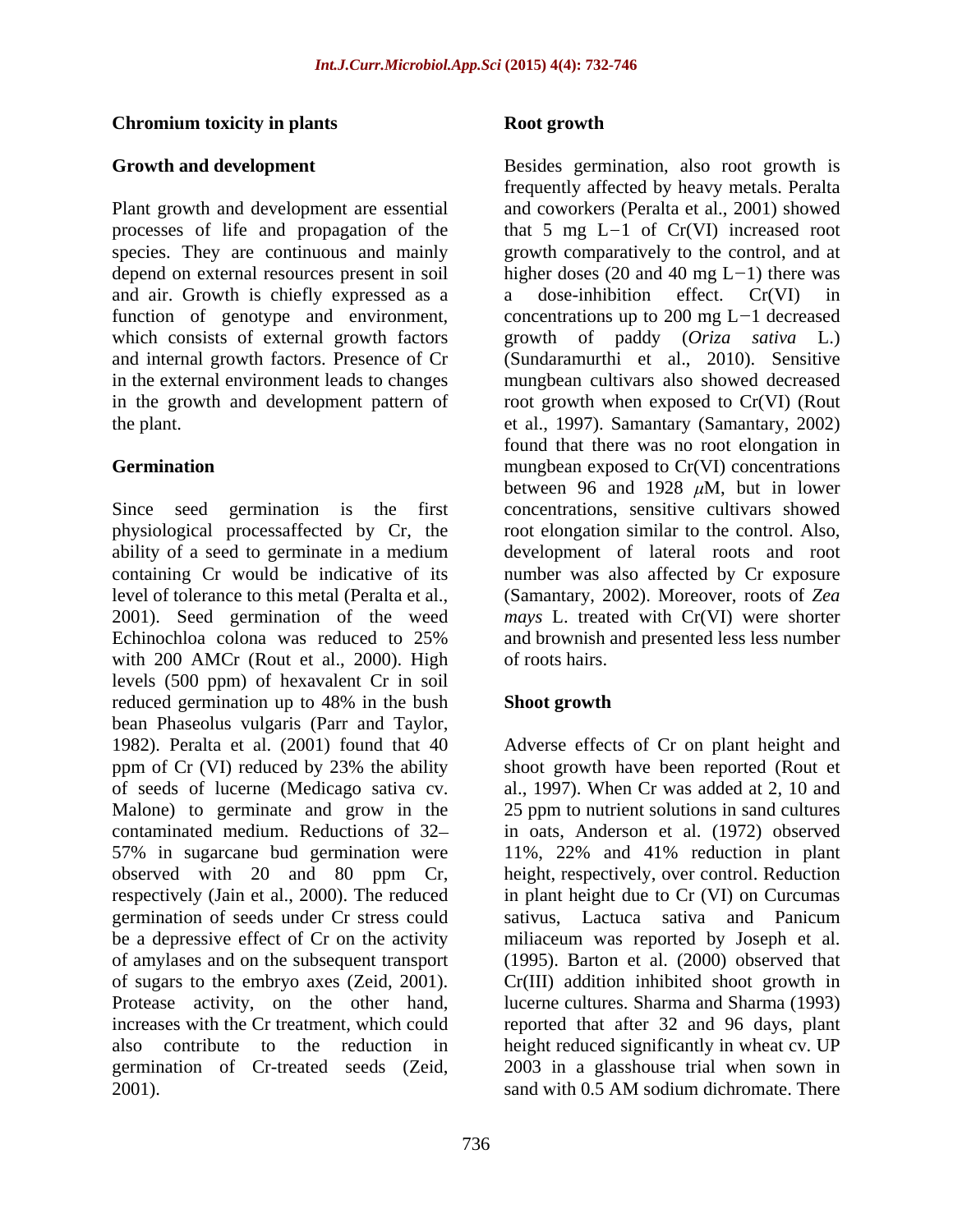## Chromium toxicity in plants

### Growth and development

Plant growth and development are essential processes of life and propagation of the species. They are continuous and mainly depend on external resources present in soil and air. Growth is chiefly expressed as a function of genotype and environment, which consists of external growth factors and internal growth factors. Presence of Cr in the external environment leads to changes in the growth and development pattern of the plant.

### Germination

Since seed germination is the first physiological processaffected by Cr, the ability of a seed to germinate in a medium containing Cr would be indicative of its level of tolerance to this metal (Peralta et al., 2001). Seed germination of the weed Echinochloa colona was reduced to 25% with 200 AMCr (Rout et al., 2000). High levels (500 ppm) of hexavalent Cr in soil reduced germination up to 48% in the bush bean Phaseolus vulgaris (Parr and Taylor, 1982). Peralta et al. (2001) found that 40 ppm of Cr (VI) reduced by 23% the ability of seeds of lucerne (Medicago sativa cv. Malone) to germinate and grow in the contaminated medium. Reductions of 32–57% in sugarcane bud germination were observed with 20 and 80 ppm Cr, respectively (Jain et al., 2000). The reduced germination of seeds under Cr stress could be a depressive effect of Cr on the activity of amylases and on the subsequent transport of sugars to the embryo axes (Zeid, 2001). Protease activity, on the other hand, increases with the Cr treatment, which could also contribute to the reduction in germination of Cr-treated seeds (Zeid, 2001).

### Root growth

Besides germination, also root growth is frequently affected by heavy metals. Peralta and coworkers (Peralta et al., 2001) showed that 5 mg L−1 of Cr(VI) increased root growth comparatively to the control, and at higher doses (20 and 40 mg L−1) there was a dose-inhibition effect. Cr(VI) in concentrations up to 200 mg L−1 decreased growth of paddy (*Oriza sativa* L.) (Sundaramurthi et al., 2010). Sensitive mungbean cultivars also showed decreased root growth when exposed to Cr(VI) (Rout et al., 1997). Samantary (Samantary, 2002) found that there was no root elongation in mungbean exposed to Cr(VI) concentrations between 96 and 1928 $\mu$M, but in lower concentrations, sensitive cultivars showed root elongation similar to the control. Also, development of lateral roots and root number was also affected by Cr exposure (Samantary, 2002). Moreover, roots of *Zea mays* L. treated with Cr(VI) were shorter and brownish and presented less less number of roots hairs.

### Shoot growth

Adverse effects of Cr on plant height and shoot growth have been reported (Rout et al., 1997). When Cr was added at 2, 10 and 25 ppm to nutrient solutions in sand cultures in oats, Anderson et al. (1972) observed 11%, 22% and 41% reduction in plant height, respectively, over control. Reduction in plant height due to Cr (VI) on Curcumas sativus, Lactuca sativa and Panicum miliaceum was reported by Joseph et al. (1995). Barton et al. (2000) observed that Cr(III) addition inhibited shoot growth in lucerne cultures. Sharma and Sharma (1993) reported that after 32 and 96 days, plant height reduced significantly in wheat cv. UP 2003 in a glasshouse trial when sown in sand with 0.5 AM sodium dichromate. There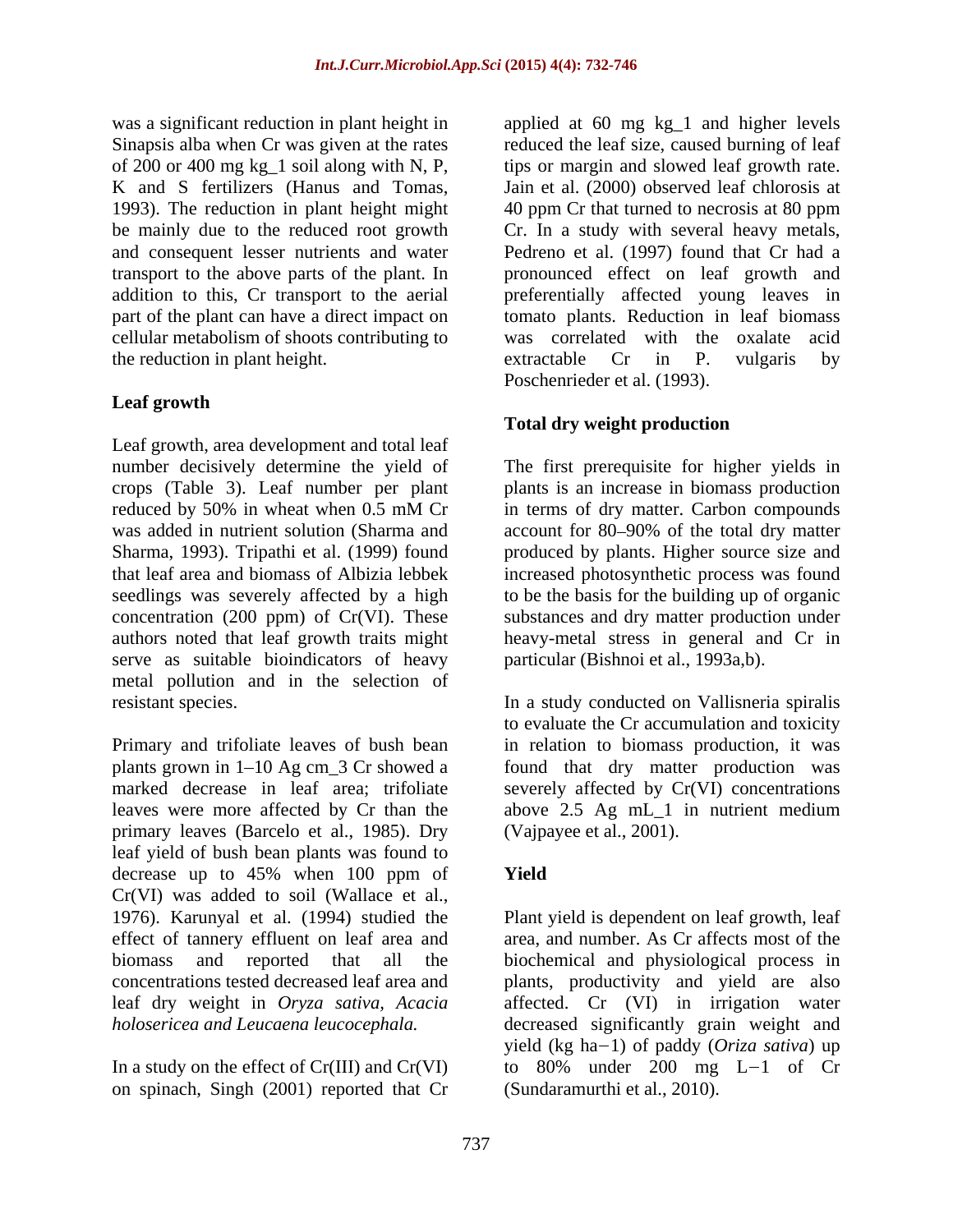was a significant reduction in plant height in Sinapsis alba when Cr was given at the rates of 200 or 400 mg kg_1 soil along with N, P, K and S fertilizers (Hanus and Tomas, 1993). The reduction in plant height might be mainly due to the reduced root growth and consequent lesser nutrients and water transport to the above parts of the plant. In addition to this, Cr transport to the aerial part of the plant can have a direct impact on cellular metabolism of shoots contributing to the reduction in plant height.

## Leaf growth

Leaf growth, area development and total leaf number decisively determine the yield of crops (Table 3). Leaf number per plant reduced by 50% in wheat when 0.5 mM Cr was added in nutrient solution (Sharma and Sharma, 1993). Tripathi et al. (1999) found that leaf area and biomass of Albizia lebbek seedlings was severely affected by a high concentration (200 ppm) of Cr(VI). These authors noted that leaf growth traits might serve as suitable bioindicators of heavy metal pollution and in the selection of resistant species.

Primary and trifoliate leaves of bush bean plants grown in 1–10 Ag cm_3 Cr showed a marked decrease in leaf area; trifoliate leaves were more affected by Cr than the primary leaves (Barcelo et al., 1985). Dry leaf yield of bush bean plants was found to decrease up to 45% when 100 ppm of Cr(VI) was added to soil (Wallace et al., 1976). Karunyal et al. (1994) studied the effect of tannery effluent on leaf area and biomass and reported that all the concentrations tested decreased leaf area and leaf dry weight in *Oryza sativa, Acacia holosericea and Leucaena leucocephala.*

In a study on the effect of Cr(III) and Cr(VI) on spinach, Singh (2001) reported that Cr applied at 60 mg kg_1 and higher levels reduced the leaf size, caused burning of leaf tips or margin and slowed leaf growth rate. Jain et al. (2000) observed leaf chlorosis at 40 ppm Cr that turned to necrosis at 80 ppm Cr. In a study with several heavy metals, Pedreno et al. (1997) found that Cr had a pronounced effect on leaf growth and preferentially affected young leaves in tomato plants. Reduction in leaf biomass was correlated with the oxalate acid extractable Cr in P. vulgaris by Poschenrieder et al. (1993).

## Total dry weight production

The first prerequisite for higher yields in plants is an increase in biomass production in terms of dry matter. Carbon compounds account for 80–90% of the total dry matter produced by plants. Higher source size and increased photosynthetic process was found to be the basis for the building up of organic substances and dry matter production under heavy-metal stress in general and Cr in particular (Bishnoi et al., 1993a,b).

In a study conducted on Vallisneria spiralis to evaluate the Cr accumulation and toxicity in relation to biomass production, it was found that dry matter production was severely affected by Cr(VI) concentrations above 2.5 Ag mL_1 in nutrient medium (Vajpayee et al., 2001).

## Yield

Plant yield is dependent on leaf growth, leaf area, and number. As Cr affects most of the biochemical and physiological process in plants, productivity and yield are also affected. Cr (VI) in irrigation water decreased significantly grain weight and yield (kg ha−1) of paddy (*Oriza sativa*) up to 80% under 200 mg L−1 of Cr (Sundaramurthi et al., 2010).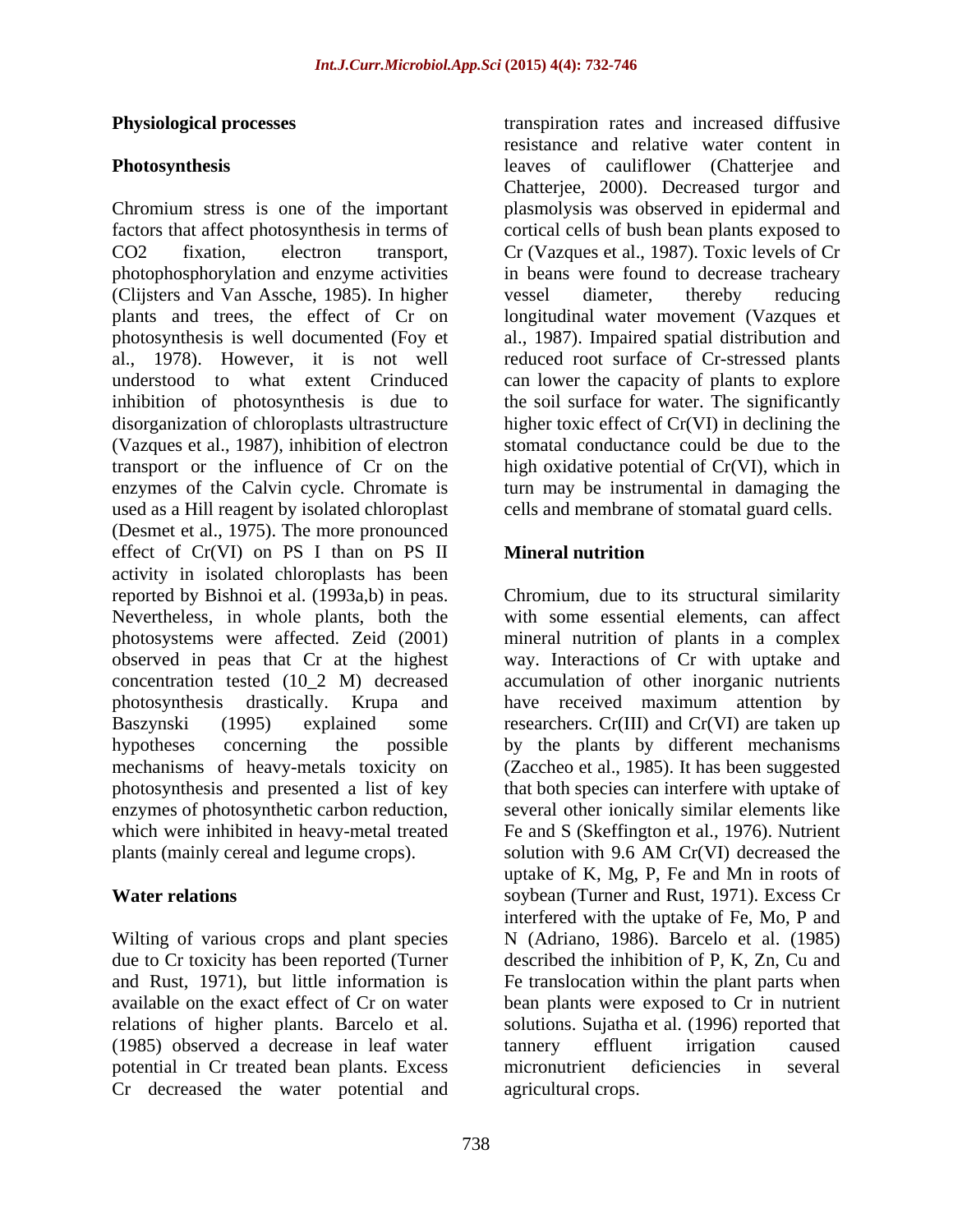## Physiological processes

### Photosynthesis

Chromium stress is one of the important factors that affect photosynthesis in terms of $CO_2$ fixation, electron transport, photophosphorylation and enzyme activities (Clijsters and Van Assche, 1985). In higher plants and trees, the effect of Cr on photosynthesis is well documented (Foy et al., 1978). However, it is not well understood to what extent Crinduced inhibition of photosynthesis is due to disorganization of chloroplasts ultrastructure (Vazques et al., 1987), inhibition of electron transport or the influence of Cr on the enzymes of the Calvin cycle. Chromate is used as a Hill reagent by isolated chloroplast (Desmet et al., 1975). The more pronounced effect of Cr(VI) on PS I than on PS II activity in isolated chloroplasts has been reported by Bishnoi et al. (1993a,b) in peas. Nevertheless, in whole plants, both the photosystems were affected. Zeid (2001) observed in peas that Cr at the highest concentration tested (10_2 M) decreased photosynthesis drastically. Krupa and Baszynski (1995) explained some hypotheses concerning the possible mechanisms of heavy-metals toxicity on photosynthesis and presented a list of key enzymes of photosynthetic carbon reduction, which were inhibited in heavy-metal treated plants (mainly cereal and legume crops).

### Water relations

Wilting of various crops and plant species due to Cr toxicity has been reported (Turner and Rust, 1971), but little information is available on the exact effect of Cr on water relations of higher plants. Barcelo et al. (1985) observed a decrease in leaf water potential in Cr treated bean plants. Excess Cr decreased the water potential and transpiration rates and increased diffusive resistance and relative water content in leaves of cauliflower (Chatterjee and Chatterjee, 2000). Decreased turgor and plasmolysis was observed in epidermal and cortical cells of bush bean plants exposed to Cr (Vazques et al., 1987). Toxic levels of Cr in beans were found to decrease tracheary vessel diameter, thereby reducing longitudinal water movement (Vazques et al., 1987). Impaired spatial distribution and reduced root surface of Cr-stressed plants can lower the capacity of plants to explore the soil surface for water. The significantly higher toxic effect of Cr(VI) in declining the stomatal conductance could be due to the high oxidative potential of Cr(VI), which in turn may be instrumental in damaging the cells and membrane of stomatal guard cells.

### Mineral nutrition

Chromium, due to its structural similarity with some essential elements, can affect mineral nutrition of plants in a complex way. Interactions of Cr with uptake and accumulation of other inorganic nutrients have received maximum attention by researchers. Cr(III) and Cr(VI) are taken up by the plants by different mechanisms (Zaccheo et al., 1985). It has been suggested that both species can interfere with uptake of several other ionically similar elements like Fe and S (Skeffington et al., 1976). Nutrient solution with 9.6 AM Cr(VI) decreased the uptake of K, Mg, P, Fe and Mn in roots of soybean (Turner and Rust, 1971). Excess Cr interfered with the uptake of Fe, Mo, P and N (Adriano, 1986). Barcelo et al. (1985) described the inhibition of P, K, Zn, Cu and Fe translocation within the plant parts when bean plants were exposed to Cr in nutrient solutions. Sujatha et al. (1996) reported that tannery effluent irrigation caused micronutrient deficiencies in several agricultural crops.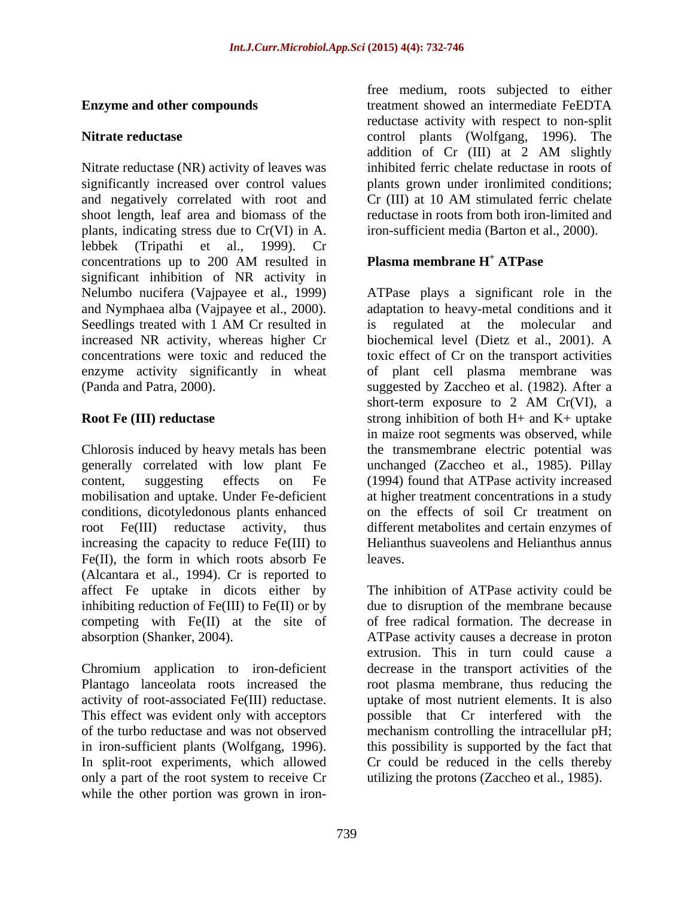## Enzyme and other compounds

### Nitrate reductase

Nitrate reductase (NR) activity of leaves was significantly increased over control values and negatively correlated with root and shoot length, leaf area and biomass of the plants, indicating stress due to Cr(VI) in A. lebbek (Tripathi et al., 1999). Cr concentrations up to 200 AM resulted in significant inhibition of NR activity in Nelumbo nucifera (Vajpayee et al., 1999) and Nymphaea alba (Vajpayee et al., 2000). Seedlings treated with 1 AM Cr resulted in increased NR activity, whereas higher Cr concentrations were toxic and reduced the enzyme activity significantly in wheat (Panda and Patra, 2000).

### Root Fe (III) reductase

Chlorosis induced by heavy metals has been generally correlated with low plant Fe content, suggesting effects on Fe mobilisation and uptake. Under Fe-deficient conditions, dicotyledonous plants enhanced root Fe(III) reductase activity, thus increasing the capacity to reduce Fe(III) to Fe(II), the form in which roots absorb Fe (Alcantara et al., 1994). Cr is reported to affect Fe uptake in dicots either by inhibiting reduction of Fe(III) to Fe(II) or by competing with Fe(II) at the site of absorption (Shanker, 2004).

Chromium application to iron-deficient Plantago lanceolata roots increased the activity of root-associated Fe(III) reductase. This effect was evident only with acceptors of the turbo reductase and was not observed in iron-sufficient plants (Wolfgang, 1996). In split-root experiments, which allowed only a part of the root system to receive Cr while the other portion was grown in iron-free medium, roots subjected to either treatment showed an intermediate FeEDTA reductase activity with respect to non-split control plants (Wolfgang, 1996). The addition of Cr (III) at 2 AM slightly inhibited ferric chelate reductase in roots of plants grown under ironlimited conditions; Cr (III) at 10 AM stimulated ferric chelate reductase in roots from both iron-limited and iron-sufficient media (Barton et al., 2000).

### Plasma membrane $H^+$ ATPase

ATPase plays a significant role in the adaptation to heavy-metal conditions and it is regulated at the molecular and biochemical level (Dietz et al., 2001). A toxic effect of Cr on the transport activities of plant cell plasma membrane was suggested by Zaccheo et al. (1982). After a short-term exposure to 2 AM Cr(VI), a strong inhibition of both H+ and K+ uptake in maize root segments was observed, while the transmembrane electric potential was unchanged (Zaccheo et al., 1985). Pillay (1994) found that ATPase activity increased at higher treatment concentrations in a study on the effects of soil Cr treatment on different metabolites and certain enzymes of Helianthus suaveolens and Helianthus annus leaves.

The inhibition of ATPase activity could be due to disruption of the membrane because of free radical formation. The decrease in ATPase activity causes a decrease in proton extrusion. This in turn could cause a decrease in the transport activities of the root plasma membrane, thus reducing the uptake of most nutrient elements. It is also possible that Cr interfered with the mechanism controlling the intracellular pH; this possibility is supported by the fact that Cr could be reduced in the cells thereby utilizing the protons (Zaccheo et al., 1985).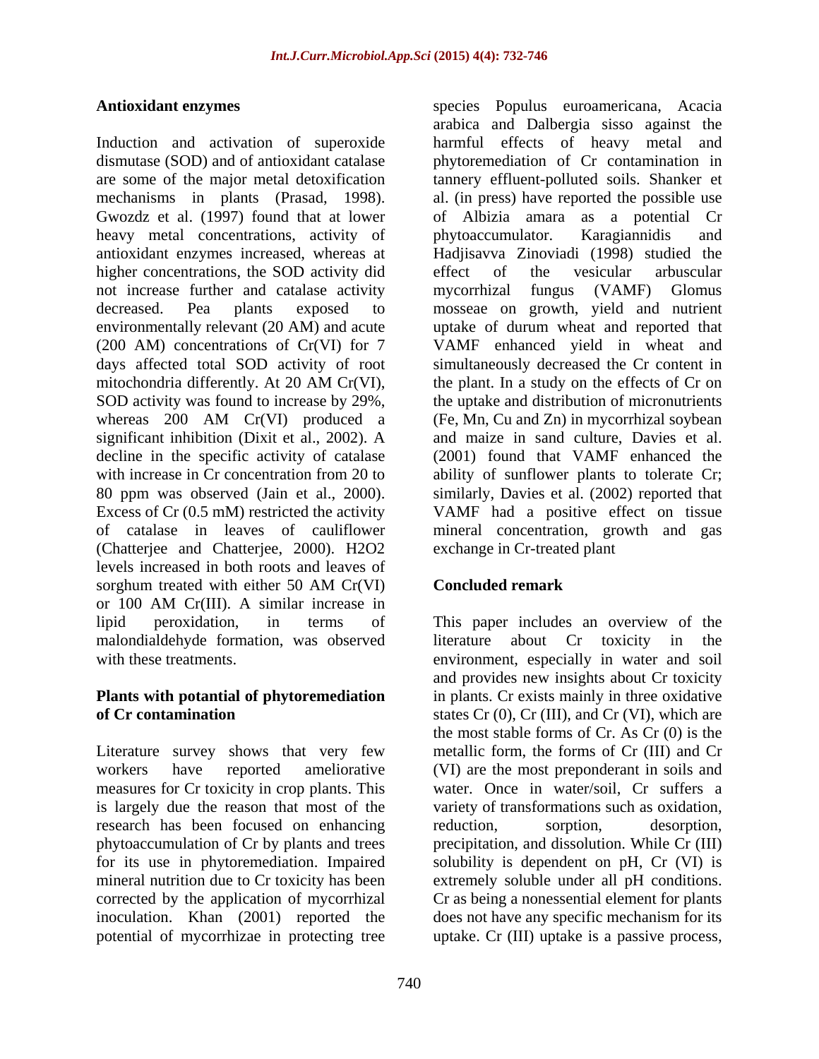## Antioxidant enzymes

Induction and activation of superoxide dismutase (SOD) and of antioxidant catalase are some of the major metal detoxification mechanisms in plants (Prasad, 1998). Gwozdz et al. (1997) found that at lower heavy metal concentrations, activity of antioxidant enzymes increased, whereas at higher concentrations, the SOD activity did not increase further and catalase activity decreased. Pea plants exposed to environmentally relevant (20 AM) and acute (200 AM) concentrations of Cr(VI) for 7 days affected total SOD activity of root mitochondria differently. At 20 AM Cr(VI), SOD activity was found to increase by 29%, whereas 200 AM Cr(VI) produced a significant inhibition (Dixit et al., 2002). A decline in the specific activity of catalase with increase in Cr concentration from 20 to 80 ppm was observed (Jain et al., 2000). Excess of Cr (0.5 mM) restricted the activity of catalase in leaves of cauliflower (Chatterjee and Chatterjee, 2000). H2O2 levels increased in both roots and leaves of sorghum treated with either 50 AM Cr(VI) or 100 AM Cr(III). A similar increase in lipid peroxidation, in terms of malondialdehyde formation, was observed with these treatments.

## Plants with potential of phytoremediation of Cr contamination

Literature survey shows that very few workers have reported ameliorative measures for Cr toxicity in crop plants. This is largely due the reason that most of the research has been focused on enhancing phytoaccumulation of Cr by plants and trees for its use in phytoremediation. Impaired mineral nutrition due to Cr toxicity has been corrected by the application of mycorrhizal inoculation. Khan (2001) reported the potential of mycorrhizae in protecting tree species Populus euroamericana, Acacia arabica and Dalbergia sisso against the harmful effects of heavy metal and phytoremediation of Cr contamination in tannery effluent-polluted soils. Shanker et al. (in press) have reported the possible use of Albizia amara as a potential Cr phytoaccumulator. Karagiannidis and Hadjisavva Zinoviadi (1998) studied the effect of the vesicular arbuscular mycorrhizal fungus (VAMF) Glomus mosseae on growth, yield and nutrient uptake of durum wheat and reported that VAMF enhanced yield in wheat and simultaneously decreased the Cr content in the plant. In a study on the effects of Cr on the uptake and distribution of micronutrients (Fe, Mn, Cu and Zn) in mycorrhizal soybean and maize in sand culture, Davies et al. (2001) found that VAMF enhanced the ability of sunflower plants to tolerate Cr; similarly, Davies et al. (2002) reported that VAMF had a positive effect on tissue mineral concentration, growth and gas exchange in Cr-treated plant

## Concluded remark

This paper includes an overview of the literature about Cr toxicity in the environment, especially in water and soil and provides new insights about Cr toxicity in plants. Cr exists mainly in three oxidative states Cr (0), Cr (III), and Cr (VI), which are the most stable forms of Cr. As Cr (0) is the metallic form, the forms of Cr (III) and Cr (VI) are the most preponderant in soils and water. Once in water/soil, Cr suffers a variety of transformations such as oxidation, reduction, sorption, desorption, precipitation, and dissolution. While Cr (III) solubility is dependent on pH, Cr (VI) is extremely soluble under all pH conditions. Cr as being a nonessential element for plants does not have any specific mechanism for its uptake. Cr (III) uptake is a passive process,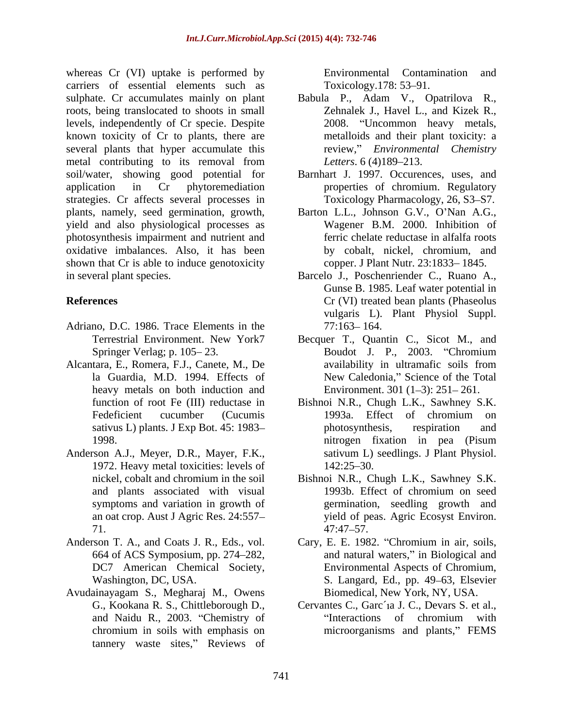whereas Cr (VI) uptake is performed by carriers of essential elements such as sulphate. Cr accumulates mainly on plant roots, being translocated to shoots in small levels, independently of Cr specie. Despite known toxicity of Cr to plants, there are several plants that hyper accumulate this metal contributing to its removal from soil/water, showing good potential for application in Cr phytoremediation strategies. Cr affects several processes in plants, namely, seed germination, growth, yield and also physiological processes as photosynthesis impairment and nutrient and oxidative imbalances. Also, it has been shown that Cr is able to induce genotoxicity in several plant species.

## References

Adriano, D.C. 1986. Trace Elements in the Terrestrial Environment. New York7 Springer Verlag; p. 105– 23.

Alcantara, E., Romera, F.J., Canete, M., De la Guardia, M.D. 1994. Effects of heavy metals on both induction and function of root Fe (III) reductase in Fedeficient cucumber (Cucumis sativus L) plants. J Exp Bot. 45: 1983– 1998.

Anderson A.J., Meyer, D.R., Mayer, F.K., 1972. Heavy metal toxicities: levels of nickel, cobalt and chromium in the soil and plants associated with visual symptoms and variation in growth of an oat crop. Aust J Agric Res. 24:557– 71.

Anderson T. A., and Coats J. R., Eds., vol. 664 of ACS Symposium, pp. 274–282, DC7 American Chemical Society, Washington, DC, USA.

Avudainayagam S., Megharaj M., Owens G., Kookana R. S., Chittleborough D., and Naidu R., 2003. "Chemistry of chromium in soils with emphasis on tannery waste sites," Reviews of Environmental Contamination and Toxicology.178: 53–91.

Babula P., Adam V., Opatrilova R., Zehnalek J., Havel L., and Kizek R., 2008. "Uncommon heavy metals, metalloids and their plant toxicity: a review," *Environmental Chemistry Letters*. 6 (4)189–213.

Barnhart J. 1997. Occurences, uses, and properties of chromium. Regulatory Toxicology Pharmacology, 26, S3–S7.

Barton L.L., Johnson G.V., O'Nan A.G., Wagener B.M. 2000. Inhibition of ferric chelate reductase in alfalfa roots by cobalt, nickel, chromium, and copper. J Plant Nutr. 23:1833– 1845.

Barcelo J., Poschenriender C., Ruano A., Gunse B. 1985. Leaf water potential in Cr (VI) treated bean plants (Phaseolus vulgaris L). Plant Physiol Suppl. 77:163– 164.

Becquer T., Quantin C., Sicot M., and Boudot J. P., 2003. "Chromium availability in ultramafic soils from New Caledonia," Science of the Total Environment. 301 (1–3): 251– 261.

Bishnoi N.R., Chugh L.K., Sawhney S.K. 1993a. Effect of chromium on photosynthesis, respiration and nitrogen fixation in pea (Pisum sativum L) seedlings. J Plant Physiol. 142:25–30.

Bishnoi N.R., Chugh L.K., Sawhney S.K. 1993b. Effect of chromium on seed germination, seedling growth and yield of peas. Agric Ecosyst Environ. 47:47–57.

Cary, E. E. 1982. "Chromium in air, soils, and natural waters," in Biological and Environmental Aspects of Chromium, S. Langard, Ed., pp. 49–63, Elsevier Biomedical, New York, NY, USA.

Cervantes C., Garc´ıa J. C., Devars S. et al., "Interactions of chromium with microorganisms and plants," FEMS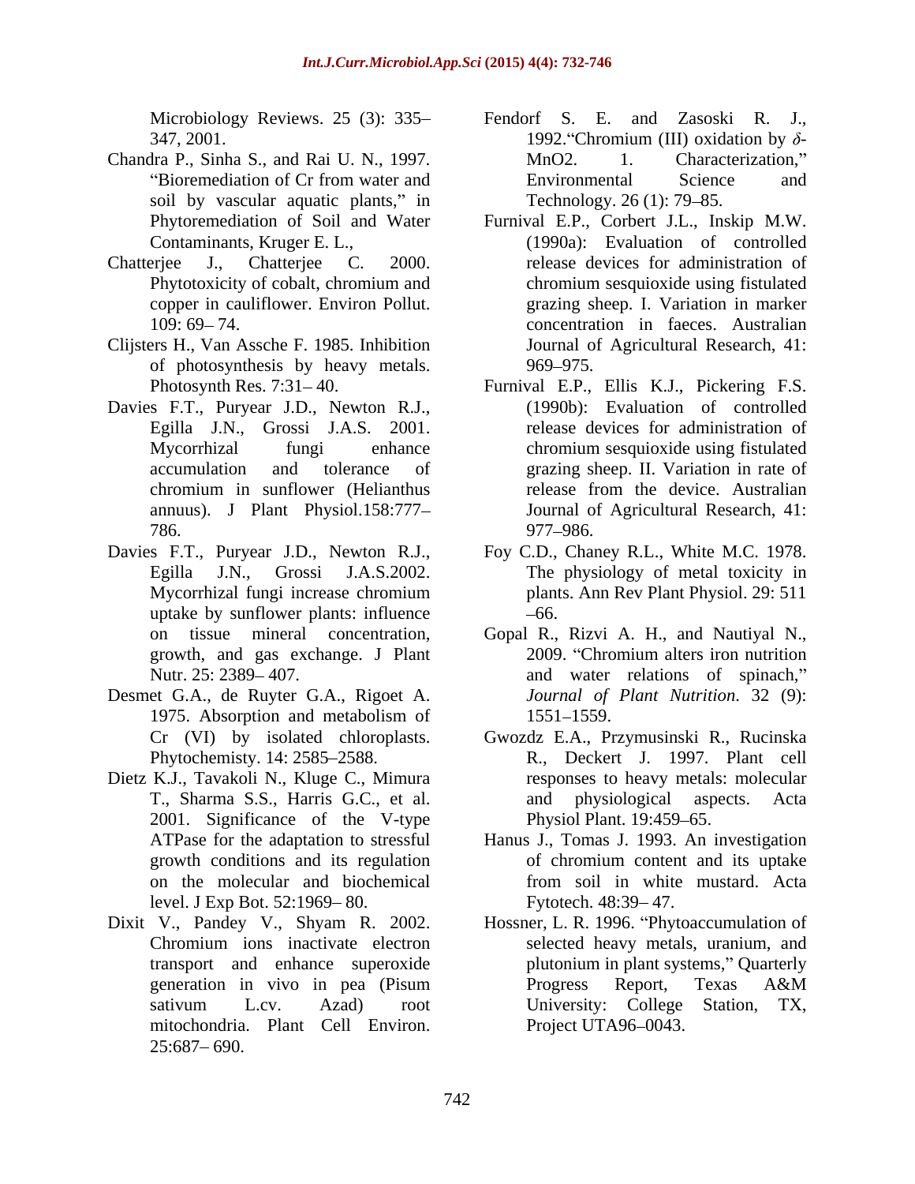Microbiology Reviews. 25 (3): 335–347, 2001.

Chandra P., Sinha S., and Rai U. N., 1997. "Bioremediation of Cr from water and soil by vascular aquatic plants," in Phytoremediation of Soil and Water Contaminants, Kruger E. L.,

Chatterjee J., Chatterjee C. 2000. Phytotoxicity of cobalt, chromium and copper in cauliflower. Environ Pollut. 109: 69– 74.

Clijsters H., Van Assche F. 1985. Inhibition of photosynthesis by heavy metals. Photosynth Res. 7:31– 40.

Davies F.T., Puryear J.D., Newton R.J., Egilla J.N., Grossi J.A.S. 2001. Mycorrhizal fungi enhance accumulation and tolerance of chromium in sunflower (Helianthus annuus). J Plant Physiol.158:777–786.

Davies F.T., Puryear J.D., Newton R.J., Egilla J.N., Grossi J.A.S.2002. Mycorrhizal fungi increase chromium uptake by sunflower plants: influence on tissue mineral concentration, growth, and gas exchange. J Plant Nutr. 25: 2389– 407.

Desmet G.A., de Ruyter G.A., Rigoet A. 1975. Absorption and metabolism of Cr (VI) by isolated chloroplasts. Phytochemisty. 14: 2585–2588.

Dietz K.J., Tavakoli N., Kluge C., Mimura T., Sharma S.S., Harris G.C., et al. 2001. Significance of the V-type ATPase for the adaptation to stressful growth conditions and its regulation on the molecular and biochemical level. J Exp Bot. 52:1969– 80.

Dixit V., Pandey V., Shyam R. 2002. Chromium ions inactivate electron transport and enhance superoxide generation in vivo in pea (Pisum sativum L.cv. Azad) root mitochondria. Plant Cell Environ. 25:687– 690.

Fendorf S. E. and Zasoski R. J., 1992."Chromium (III) oxidation by $\delta$-$MnO_2$. 1. Characterization," Environmental Science and Technology. 26 (1): 79–85.

Furnival E.P., Corbert J.L., Inskip M.W. (1990a): Evaluation of controlled release devices for administration of chromium sesquioxide using fistulated grazing sheep. I. Variation in marker concentration in faeces. Australian Journal of Agricultural Research, 41: 969–975.

Furnival E.P., Ellis K.J., Pickering F.S. (1990b): Evaluation of controlled release devices for administration of chromium sesquioxide using fistulated grazing sheep. II. Variation in rate of release from the device. Australian Journal of Agricultural Research, 41: 977–986.

Foy C.D., Chaney R.L., White M.C. 1978. The physiology of metal toxicity in plants. Ann Rev Plant Physiol. 29: 511–66.

Gopal R., Rizvi A. H., and Nautiyal N., 2009. "Chromium alters iron nutrition and water relations of spinach," *Journal of Plant Nutrition*. 32 (9): 1551–1559.

Gwozdz E.A., Przymusinski R., Rucinska R., Deckert J. 1997. Plant cell responses to heavy metals: molecular and physiological aspects. Acta Physiol Plant. 19:459–65.

Hanus J., Tomas J. 1993. An investigation of chromium content and its uptake from soil in white mustard. Acta Fytotech. 48:39– 47.

Hossner, L. R. 1996. "Phytoaccumulation of selected heavy metals, uranium, and plutonium in plant systems," Quarterly Progress Report, Texas A&M University: College Station, TX, Project UTA96–0043.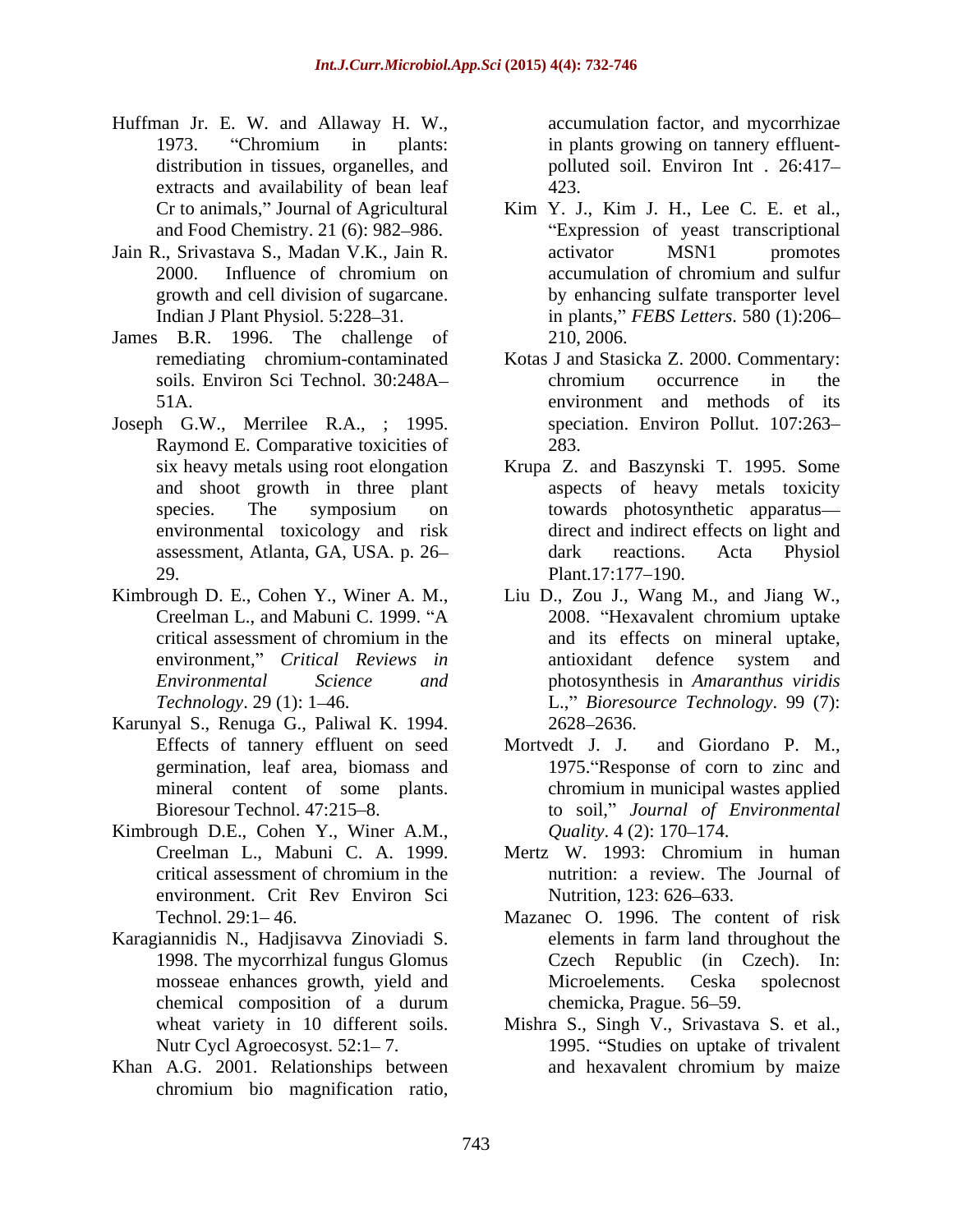Huffman Jr. E. W. and Allaway H. W., 1973. "Chromium in plants: distribution in tissues, organelles, and extracts and availability of bean leaf Cr to animals," Journal of Agricultural and Food Chemistry. 21 (6): 982–986.

Jain R., Srivastava S., Madan V.K., Jain R. 2000. Influence of chromium on growth and cell division of sugarcane. Indian J Plant Physiol. 5:228–31.

James B.R. 1996. The challenge of remediating chromium-contaminated soils. Environ Sci Technol. 30:248A–51A.

Joseph G.W., Merrilee R.A., ; 1995. Raymond E. Comparative toxicities of six heavy metals using root elongation and shoot growth in three plant species. The symposium on environmental toxicology and risk assessment, Atlanta, GA, USA. p. 26–29.

Kimbrough D. E., Cohen Y., Winer A. M., Creelman L., and Mabuni C. 1999. "A critical assessment of chromium in the environment," *Critical Reviews in Environmental Science and Technology*. 29 (1): 1–46.

Karunyal S., Renuga G., Paliwal K. 1994. Effects of tannery effluent on seed germination, leaf area, biomass and mineral content of some plants. Bioresour Technol. 47:215–8.

Kimbrough D.E., Cohen Y., Winer A.M., Creelman L., Mabuni C. A. 1999. critical assessment of chromium in the environment. Crit Rev Environ Sci Technol. 29:1– 46.

Karagiannidis N., Hadjisavva Zinoviadi S. 1998. The mycorrhizal fungus Glomus mosseae enhances growth, yield and chemical composition of a durum wheat variety in 10 different soils. Nutr Cycl Agroecosyst. 52:1– 7.

Khan A.G. 2001. Relationships between chromium bio magnification ratio, accumulation factor, and mycorrhizae in plants growing on tannery effluent-polluted soil. Environ Int . 26:417–423.

Kim Y. J., Kim J. H., Lee C. E. et al., "Expression of yeast transcriptional activator MSN1 promotes accumulation of chromium and sulfur by enhancing sulfate transporter level in plants," *FEBS Letters*. 580 (1):206–210, 2006.

Kotas J and Stasicka Z. 2000. Commentary: chromium occurrence in the environment and methods of its speciation. Environ Pollut. 107:263–283.

Krupa Z. and Baszynski T. 1995. Some aspects of heavy metals toxicity towards photosynthetic apparatus—direct and indirect effects on light and dark reactions. Acta Physiol Plant.17:177–190.

Liu D., Zou J., Wang M., and Jiang W., 2008. "Hexavalent chromium uptake and its effects on mineral uptake, antioxidant defence system and photosynthesis in *Amaranthus viridis* L.," *Bioresource Technology*. 99 (7): 2628–2636.

Mortvedt J. J. and Giordano P. M., 1975."Response of corn to zinc and chromium in municipal wastes applied to soil," *Journal of Environmental Quality*. 4 (2): 170–174.

Mertz W. 1993: Chromium in human nutrition: a review. The Journal of Nutrition, 123: 626–633.

Mazanec O. 1996. The content of risk elements in farm land throughout the Czech Republic (in Czech). In: Microelements. Ceska spolecnost chemicka, Prague. 56–59.

Mishra S., Singh V., Srivastava S. et al., 1995. "Studies on uptake of trivalent and hexavalent chromium by maize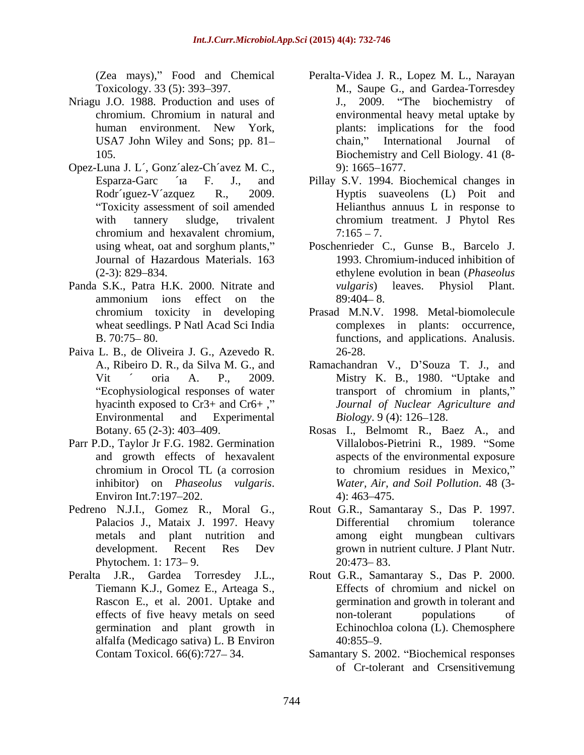(Zea mays)," Food and Chemical Toxicology. 33 (5): 393–397.

Nriagu J.O. 1988. Production and uses of chromium. Chromium in natural and human environment. New York, USA7 John Wiley and Sons; pp. 81–105.

Opez-Luna J. L´, Gonz´alez-Ch´avez M. C., Esparza-Garc ´ıa F. J., and Rodr´ıguez-V´azquez R., 2009. "Toxicity assessment of soil amended with tannery sludge, trivalent chromium and hexavalent chromium, using wheat, oat and sorghum plants," Journal of Hazardous Materials. 163 (2-3): 829–834.

Panda S.K., Patra H.K. 2000. Nitrate and ammonium ions effect on the chromium toxicity in developing wheat seedlings. P Natl Acad Sci India B. 70:75– 80.

Paiva L. B., de Oliveira J. G., Azevedo R. A., Ribeiro D. R., da Silva M. G., and Vit ´ oria A. P., 2009. "Ecophysiological responses of water hyacinth exposed to Cr3+ and Cr6+ ," Environmental and Experimental Botany. 65 (2-3): 403–409.

Parr P.D., Taylor Jr F.G. 1982. Germination and growth effects of hexavalent chromium in Orocol TL (a corrosion inhibitor) on *Phaseolus vulgaris*. Environ Int.7:197–202.

Pedreno N.J.I., Gomez R., Moral G., Palacios J., Mataix J. 1997. Heavy metals and plant nutrition and development. Recent Res Dev Phytochem. 1: 173– 9.

Peralta J.R., Gardea Torresdey J.L., Tiemann K.J., Gomez E., Arteaga S., Rascon E., et al. 2001. Uptake and effects of five heavy metals on seed germination and plant growth in alfalfa (Medicago sativa) L. B Environ Contam Toxicol. 66(6):727– 34.

Peralta-Videa J. R., Lopez M. L., Narayan M., Saupe G., and Gardea-Torresdey J., 2009. "The biochemistry of environmental heavy metal uptake by plants: implications for the food chain," International Journal of Biochemistry and Cell Biology. 41 (8-9): 1665–1677.

Pillay S.V. 1994. Biochemical changes in Hyptis suaveolens (L) Poit and Helianthus annuus L in response to chromium treatment. J Phytol Res 7:165 – 7.

Poschenrieder C., Gunse B., Barcelo J. 1993. Chromium-induced inhibition of ethylene evolution in bean (*Phaseolus vulgaris*) leaves. Physiol Plant. 89:404– 8.

Prasad M.N.V. 1998. Metal-biomolecule complexes in plants: occurrence, functions, and applications. Analusis. 26-28.

Ramachandran V., D'Souza T. J., and Mistry K. B., 1980. "Uptake and transport of chromium in plants," *Journal of Nuclear Agriculture and Biology*. 9 (4): 126–128.

Rosas I., Belmomt R., Baez A., and Villalobos-Pietrini R., 1989. "Some aspects of the environmental exposure to chromium residues in Mexico," *Water, Air, and Soil Pollution*. 48 (3-4): 463–475.

Rout G.R., Samantaray S., Das P. 1997. Differential chromium tolerance among eight mungbean cultivars grown in nutrient culture. J Plant Nutr. 20:473– 83.

Rout G.R., Samantaray S., Das P. 2000. Effects of chromium and nickel on germination and growth in tolerant and non-tolerant populations of Echinochloa colona (L). Chemosphere 40:855–9.

Samantary S. 2002. "Biochemical responses of Cr-tolerant and Crsensitivemung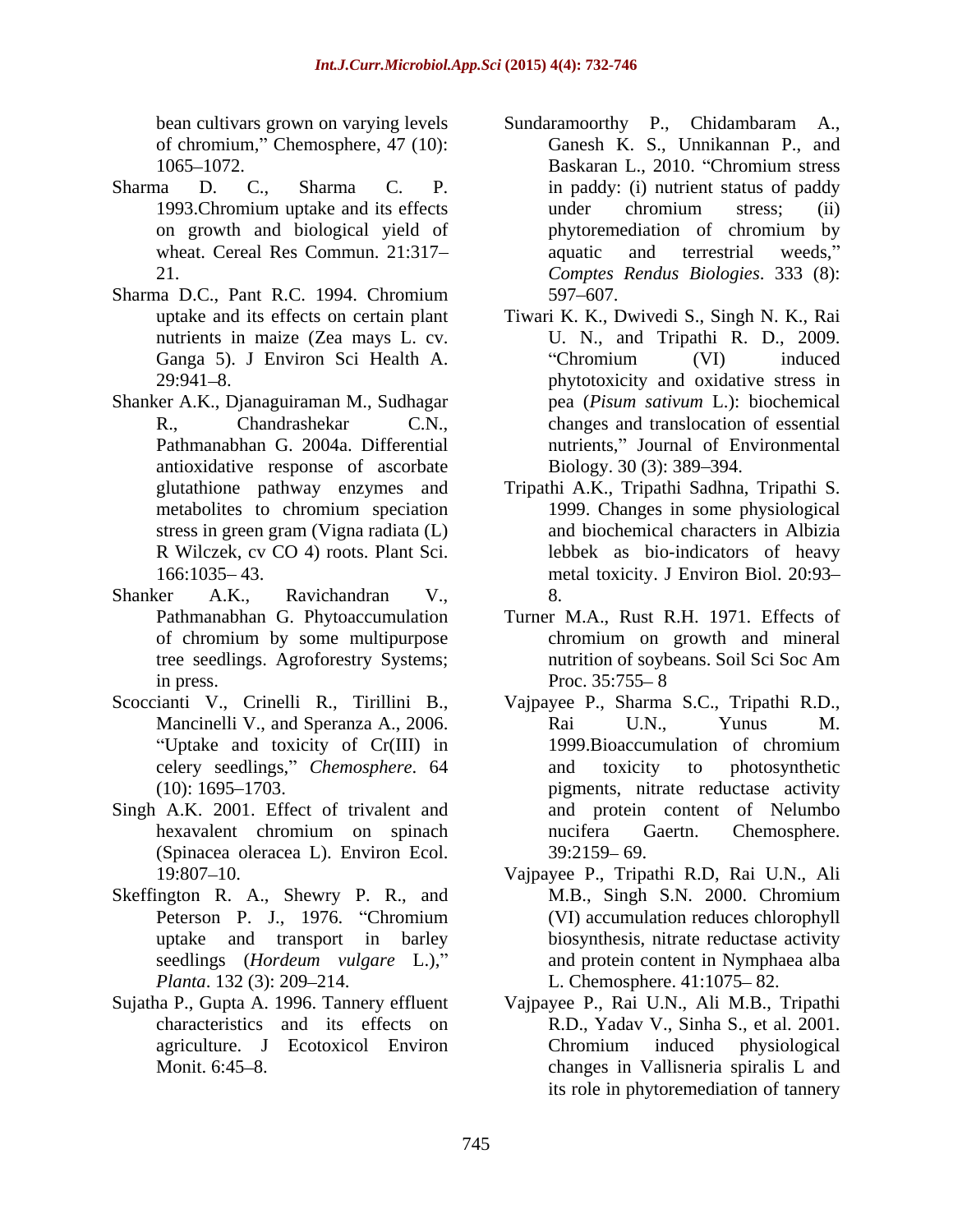bean cultivars grown on varying levels of chromium," Chemosphere, 47 (10): 1065–1072.

Sharma D. C., Sharma C. P. 1993.Chromium uptake and its effects on growth and biological yield of wheat. Cereal Res Commun. 21:317–21.

Sharma D.C., Pant R.C. 1994. Chromium uptake and its effects on certain plant nutrients in maize (Zea mays L. cv. Ganga 5). J Environ Sci Health A. 29:941–8.

Shanker A.K., Djanaguiraman M., Sudhagar R., Chandrashekar C.N., Pathmanabhan G. 2004a. Differential antioxidative response of ascorbate glutathione pathway enzymes and metabolites to chromium speciation stress in green gram (Vigna radiata (L) R Wilczek, cv CO 4) roots. Plant Sci. 166:1035– 43.

Shanker A.K., Ravichandran V., Pathmanabhan G. Phytoaccumulation of chromium by some multipurpose tree seedlings. Agroforestry Systems; in press.

Scoccianti V., Crinelli R., Tirillini B., Mancinelli V., and Speranza A., 2006. "Uptake and toxicity of Cr(III) in celery seedlings," *Chemosphere*. 64 (10): 1695–1703.

Singh A.K. 2001. Effect of trivalent and hexavalent chromium on spinach (Spinacea oleracea L). Environ Ecol. 19:807–10.

Skeffington R. A., Shewry P. R., and Peterson P. J., 1976. "Chromium uptake and transport in barley seedlings (*Hordeum vulgare* L.)," *Planta*. 132 (3): 209–214.

Sujatha P., Gupta A. 1996. Tannery effluent characteristics and its effects on agriculture. J Ecotoxicol Environ Monit. 6:45–8.

Sundaramoorthy P., Chidambaram A., Ganesh K. S., Unnikannan P., and Baskaran L., 2010. "Chromium stress in paddy: (i) nutrient status of paddy under chromium stress; (ii) phytoremediation of chromium by aquatic and terrestrial weeds," *Comptes Rendus Biologies*. 333 (8): 597–607.

Tiwari K. K., Dwivedi S., Singh N. K., Rai U. N., and Tripathi R. D., 2009. "Chromium (VI) induced phytotoxicity and oxidative stress in pea (*Pisum sativum* L.): biochemical changes and translocation of essential nutrients," Journal of Environmental Biology. 30 (3): 389–394.

Tripathi A.K., Tripathi Sadhna, Tripathi S. 1999. Changes in some physiological and biochemical characters in Albizia lebbek as bio-indicators of heavy metal toxicity. J Environ Biol. 20:93–8.

Turner M.A., Rust R.H. 1971. Effects of chromium on growth and mineral nutrition of soybeans. Soil Sci Soc Am Proc. 35:755– 8

Vajpayee P., Sharma S.C., Tripathi R.D., Rai U.N., Yunus M. 1999.Bioaccumulation of chromium and toxicity to photosynthetic pigments, nitrate reductase activity and protein content of Nelumbo nucifera Gaertn. Chemosphere. 39:2159– 69.

Vajpayee P., Tripathi R.D, Rai U.N., Ali M.B., Singh S.N. 2000. Chromium (VI) accumulation reduces chlorophyll biosynthesis, nitrate reductase activity and protein content in Nymphaea alba L. Chemosphere. 41:1075– 82.

Vajpayee P., Rai U.N., Ali M.B., Tripathi R.D., Yadav V., Sinha S., et al. 2001. Chromium induced physiological changes in Vallisneria spiralis L and its role in phytoremediation of tannery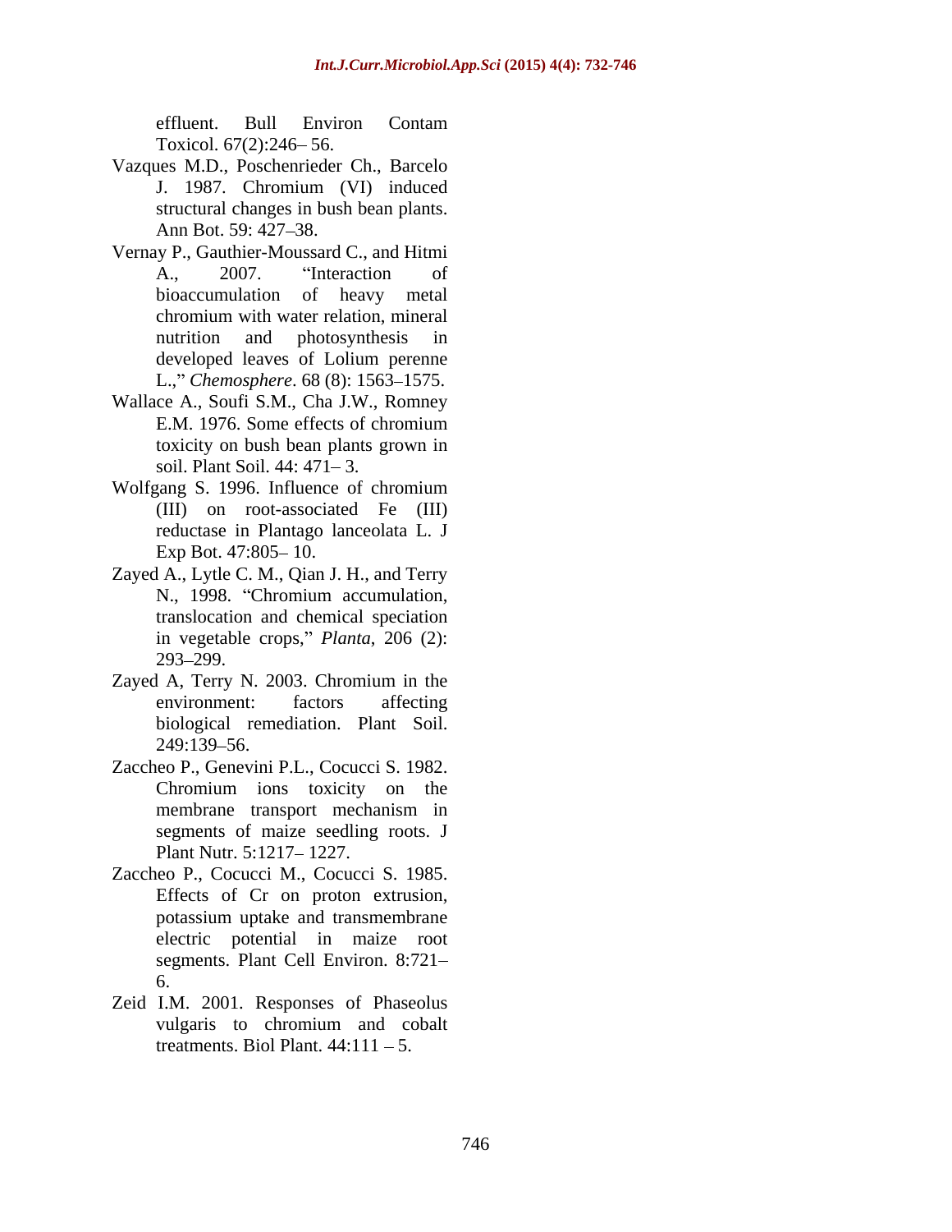effluent. Bull Environ Contam Toxicol. 67(2):246– 56.

Vazques M.D., Poschenrieder Ch., Barcelo J. 1987. Chromium (VI) induced structural changes in bush bean plants. Ann Bot. 59: 427–38.

Vernay P., Gauthier-Moussard C., and Hitmi A., 2007. "Interaction of bioaccumulation of heavy metal chromium with water relation, mineral nutrition and photosynthesis in developed leaves of Lolium perenne L.," *Chemosphere*. 68 (8): 1563–1575.

Wallace A., Soufi S.M., Cha J.W., Romney E.M. 1976. Some effects of chromium toxicity on bush bean plants grown in soil. Plant Soil. 44: 471– 3.

Wolfgang S. 1996. Influence of chromium (III) on root-associated Fe (III) reductase in Plantago lanceolata L. J Exp Bot. 47:805– 10.

Zayed A., Lytle C. M., Qian J. H., and Terry N., 1998. "Chromium accumulation, translocation and chemical speciation in vegetable crops," *Planta*, 206 (2): 293–299.

Zayed A, Terry N. 2003. Chromium in the environment: factors affecting biological remediation. Plant Soil. 249:139–56.

Zaccheo P., Genevini P.L., Cocucci S. 1982. Chromium ions toxicity on the membrane transport mechanism in segments of maize seedling roots. J Plant Nutr. 5:1217– 1227.

Zaccheo P., Cocucci M., Cocucci S. 1985. Effects of Cr on proton extrusion, potassium uptake and transmembrane electric potential in maize root segments. Plant Cell Environ. 8:721– 6.

Zeid I.M. 2001. Responses of Phaseolus vulgaris to chromium and cobalt treatments. Biol Plant. 44:111 – 5.